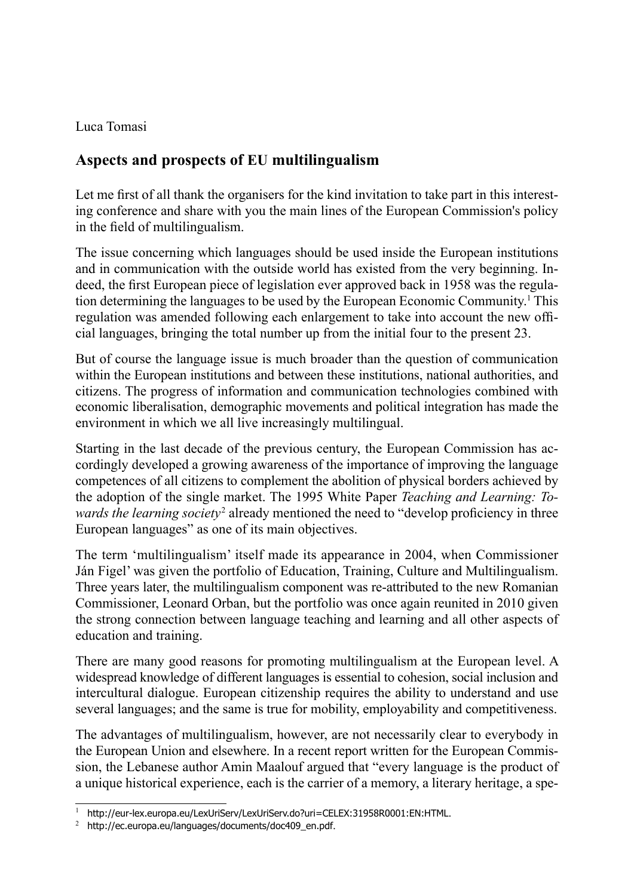Luca Tomasi

## Aspects and prospects of EU multilingualism

Let me first of all thank the organisers for the kind invitation to take part in this interesting conference and share with you the main lines of the European Commission's policy in the field of multilingualism.

The issue concerning which languages should be used inside the European institutions and in communication with the outside world has existed from the very beginning. Indeed, the first European piece of legislation ever approved back in 1958 was the regulation determining the languages to be used by the European Economic Community.[1] This regulation was amended following each enlargement to take into account the new official languages, bringing the total number up from the initial four to the present 23.

But of course the language issue is much broader than the question of communication within the European institutions and between these institutions, national authorities, and citizens. The progress of information and communication technologies combined with economic liberalisation, demographic movements and political integration has made the environment in which we all live increasingly multilingual.

Starting in the last decade of the previous century, the European Commission has accordingly developed a growing awareness of the importance of improving the language competences of all citizens to complement the abolition of physical borders achieved by the adoption of the single market. The 1995 White Paper *Teaching and Learning: Towards the learning society*[2] already mentioned the need to "develop proficiency in three European languages" as one of its main objectives.

The term 'multilingualism' itself made its appearance in 2004, when Commissioner Ján Figel' was given the portfolio of Education, Training, Culture and Multilingualism. Three years later, the multilingualism component was re-attributed to the new Romanian Commissioner, Leonard Orban, but the portfolio was once again reunited in 2010 given the strong connection between language teaching and learning and all other aspects of education and training.

There are many good reasons for promoting multilingualism at the European level. A widespread knowledge of different languages is essential to cohesion, social inclusion and intercultural dialogue. European citizenship requires the ability to understand and use several languages; and the same is true for mobility, employability and competitiveness.

The advantages of multilingualism, however, are not necessarily clear to everybody in the European Union and elsewhere. In a recent report written for the European Commission, the Lebanese author Amin Maalouf argued that "every language is the product of a unique historical experience, each is the carrier of a memory, a literary heritage, a spe-

---

[1] http://eur-lex.europa.eu/LexUriServ/LexUriServ.do?uri=CELEX:31958R0001:EN:HTML.

[2] http://ec.europa.eu/languages/documents/doc409_en.pdf.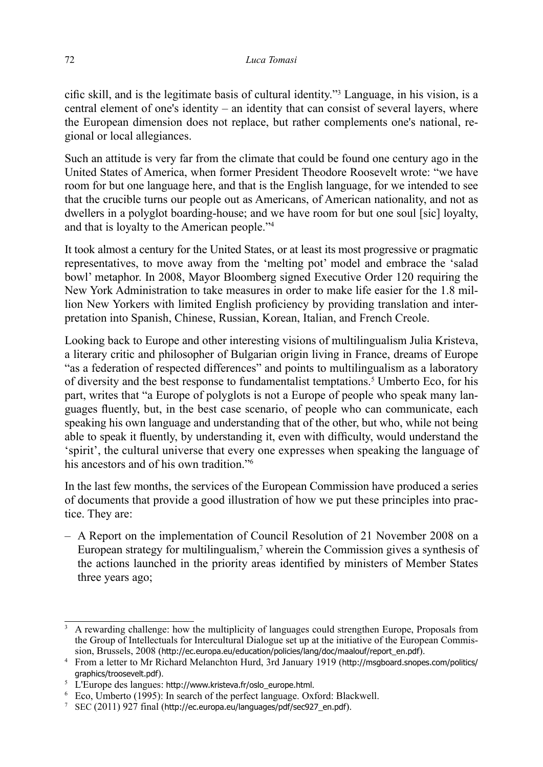cific skill, and is the legitimate basis of cultural identity."[3] Language, in his vision, is a central element of one's identity – an identity that can consist of several layers, where the European dimension does not replace, but rather complements one's national, regional or local allegiances.

Such an attitude is very far from the climate that could be found one century ago in the United States of America, when former President Theodore Roosevelt wrote: "we have room for but one language here, and that is the English language, for we intended to see that the crucible turns our people out as Americans, of American nationality, and not as dwellers in a polyglot boarding-house; and we have room for but one soul [sic] loyalty, and that is loyalty to the American people."[4]

It took almost a century for the United States, or at least its most progressive or pragmatic representatives, to move away from the 'melting pot' model and embrace the 'salad bowl' metaphor. In 2008, Mayor Bloomberg signed Executive Order 120 requiring the New York Administration to take measures in order to make life easier for the 1.8 million New Yorkers with limited English proficiency by providing translation and interpretation into Spanish, Chinese, Russian, Korean, Italian, and French Creole.

Looking back to Europe and other interesting visions of multilingualism Julia Kristeva, a literary critic and philosopher of Bulgarian origin living in France, dreams of Europe "as a federation of respected differences" and points to multilingualism as a laboratory of diversity and the best response to fundamentalist temptations.[5] Umberto Eco, for his part, writes that "a Europe of polyglots is not a Europe of people who speak many languages fluently, but, in the best case scenario, of people who can communicate, each speaking his own language and understanding that of the other, but who, while not being able to speak it fluently, by understanding it, even with difficulty, would understand the 'spirit', the cultural universe that every one expresses when speaking the language of his ancestors and of his own tradition."[6]

In the last few months, the services of the European Commission have produced a series of documents that provide a good illustration of how we put these principles into practice. They are:

– A Report on the implementation of Council Resolution of 21 November 2008 on a European strategy for multilingualism,[7] wherein the Commission gives a synthesis of the actions launched in the priority areas identified by ministers of Member States three years ago;

---

[3] A rewarding challenge: how the multiplicity of languages could strengthen Europe, Proposals from the Group of Intellectuals for Intercultural Dialogue set up at the initiative of the European Commission, Brussels, 2008 (http://ec.europa.eu/education/policies/lang/doc/maalouf/report_en.pdf).

[4] From a letter to Mr Richard Melanchton Hurd, 3rd January 1919 (http://msgboard.snopes.com/politics/graphics/troosevelt.pdf).

[5] L'Europe des langues: http://www.kristeva.fr/oslo_europe.html.

[6] Eco, Umberto (1995): In search of the perfect language. Oxford: Blackwell.

[7] SEC (2011) 927 final (http://ec.europa.eu/languages/pdf/sec927_en.pdf).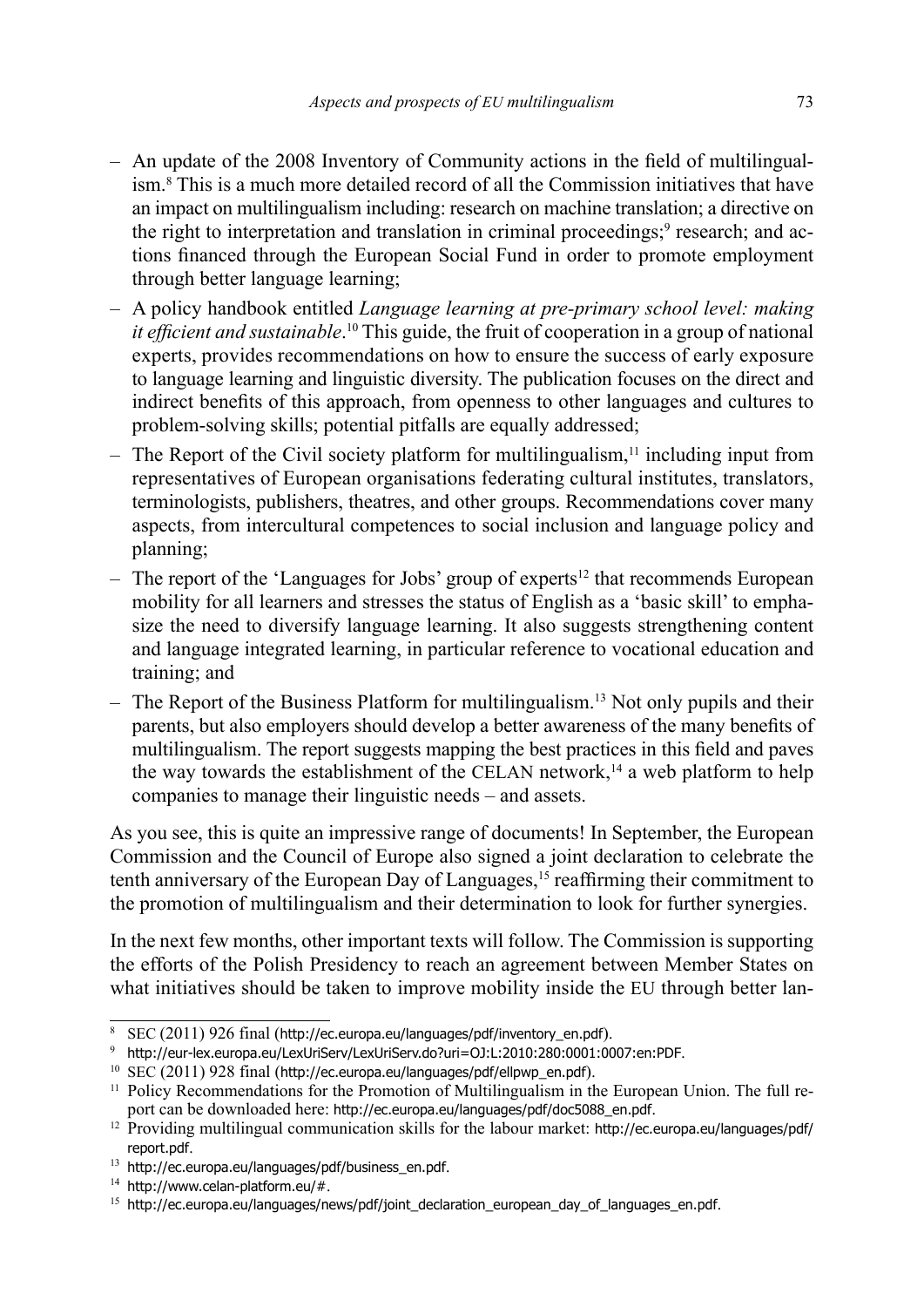- An update of the 2008 Inventory of Community actions in the field of multilingualism.[8] This is a much more detailed record of all the Commission initiatives that have an impact on multilingualism including: research on machine translation; a directive on the right to interpretation and translation in criminal proceedings;[9] research; and actions financed through the European Social Fund in order to promote employment through better language learning;
- A policy handbook entitled *Language learning at pre-primary school level: making it efficient and sustainable*.[10] This guide, the fruit of cooperation in a group of national experts, provides recommendations on how to ensure the success of early exposure to language learning and linguistic diversity. The publication focuses on the direct and indirect benefits of this approach, from openness to other languages and cultures to problem-solving skills; potential pitfalls are equally addressed;
- The Report of the Civil society platform for multilingualism,[11] including input from representatives of European organisations federating cultural institutes, translators, terminologists, publishers, theatres, and other groups. Recommendations cover many aspects, from intercultural competences to social inclusion and language policy and planning;
- The report of the 'Languages for Jobs' group of experts[12] that recommends European mobility for all learners and stresses the status of English as a 'basic skill' to emphasize the need to diversify language learning. It also suggests strengthening content and language integrated learning, in particular reference to vocational education and training; and
- The Report of the Business Platform for multilingualism.[13] Not only pupils and their parents, but also employers should develop a better awareness of the many benefits of multilingualism. The report suggests mapping the best practices in this field and paves the way towards the establishment of the CELAN network,[14] a web platform to help companies to manage their linguistic needs – and assets.

As you see, this is quite an impressive range of documents! In September, the European Commission and the Council of Europe also signed a joint declaration to celebrate the tenth anniversary of the European Day of Languages,[15] reaffirming their commitment to the promotion of multilingualism and their determination to look for further synergies.

In the next few months, other important texts will follow. The Commission is supporting the efforts of the Polish Presidency to reach an agreement between Member States on what initiatives should be taken to improve mobility inside the EU through better lan-

---

[8] SEC (2011) 926 final (http://ec.europa.eu/languages/pdf/inventory_en.pdf).

[9] http://eur-lex.europa.eu/LexUriServ/LexUriServ.do?uri=OJ:L:2010:280:0001:0007:en:PDF.

[10] SEC (2011) 928 final (http://ec.europa.eu/languages/pdf/ellpwp_en.pdf).

[11] Policy Recommendations for the Promotion of Multilingualism in the European Union. The full report can be downloaded here: http://ec.europa.eu/languages/pdf/doc5088_en.pdf.

[12] Providing multilingual communication skills for the labour market: http://ec.europa.eu/languages/pdf/report.pdf.

[13] http://ec.europa.eu/languages/pdf/business_en.pdf.

[14] http://www.celan-platform.eu/#.

[15] http://ec.europa.eu/languages/news/pdf/joint_declaration_european_day_of_languages_en.pdf.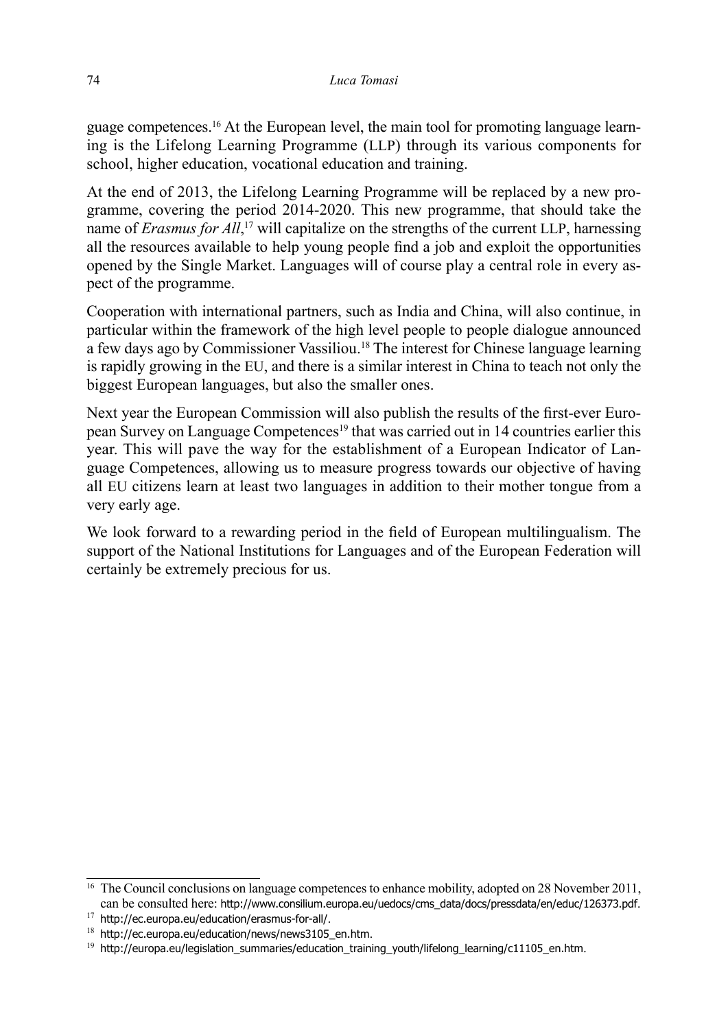guage competences.[16] At the European level, the main tool for promoting language learning is the Lifelong Learning Programme (LLP) through its various components for school, higher education, vocational education and training.

At the end of 2013, the Lifelong Learning Programme will be replaced by a new programme, covering the period 2014-2020. This new programme, that should take the name of *Erasmus for All*,[17] will capitalize on the strengths of the current LLP, harnessing all the resources available to help young people find a job and exploit the opportunities opened by the Single Market. Languages will of course play a central role in every aspect of the programme.

Cooperation with international partners, such as India and China, will also continue, in particular within the framework of the high level people to people dialogue announced a few days ago by Commissioner Vassiliou.[18] The interest for Chinese language learning is rapidly growing in the EU, and there is a similar interest in China to teach not only the biggest European languages, but also the smaller ones.

Next year the European Commission will also publish the results of the first-ever European Survey on Language Competences[19] that was carried out in 14 countries earlier this year. This will pave the way for the establishment of a European Indicator of Language Competences, allowing us to measure progress towards our objective of having all EU citizens learn at least two languages in addition to their mother tongue from a very early age.

We look forward to a rewarding period in the field of European multilingualism. The support of the National Institutions for Languages and of the European Federation will certainly be extremely precious for us.

---

[16] The Council conclusions on language competences to enhance mobility, adopted on 28 November 2011, can be consulted here: http://www.consilium.europa.eu/uedocs/cms_data/docs/pressdata/en/educ/126373.pdf.

[17] http://ec.europa.eu/education/erasmus-for-all/.

[18] http://ec.europa.eu/education/news/news3105_en.htm.

[19] http://europa.eu/legislation_summaries/education_training_youth/lifelong_learning/c11105_en.htm.